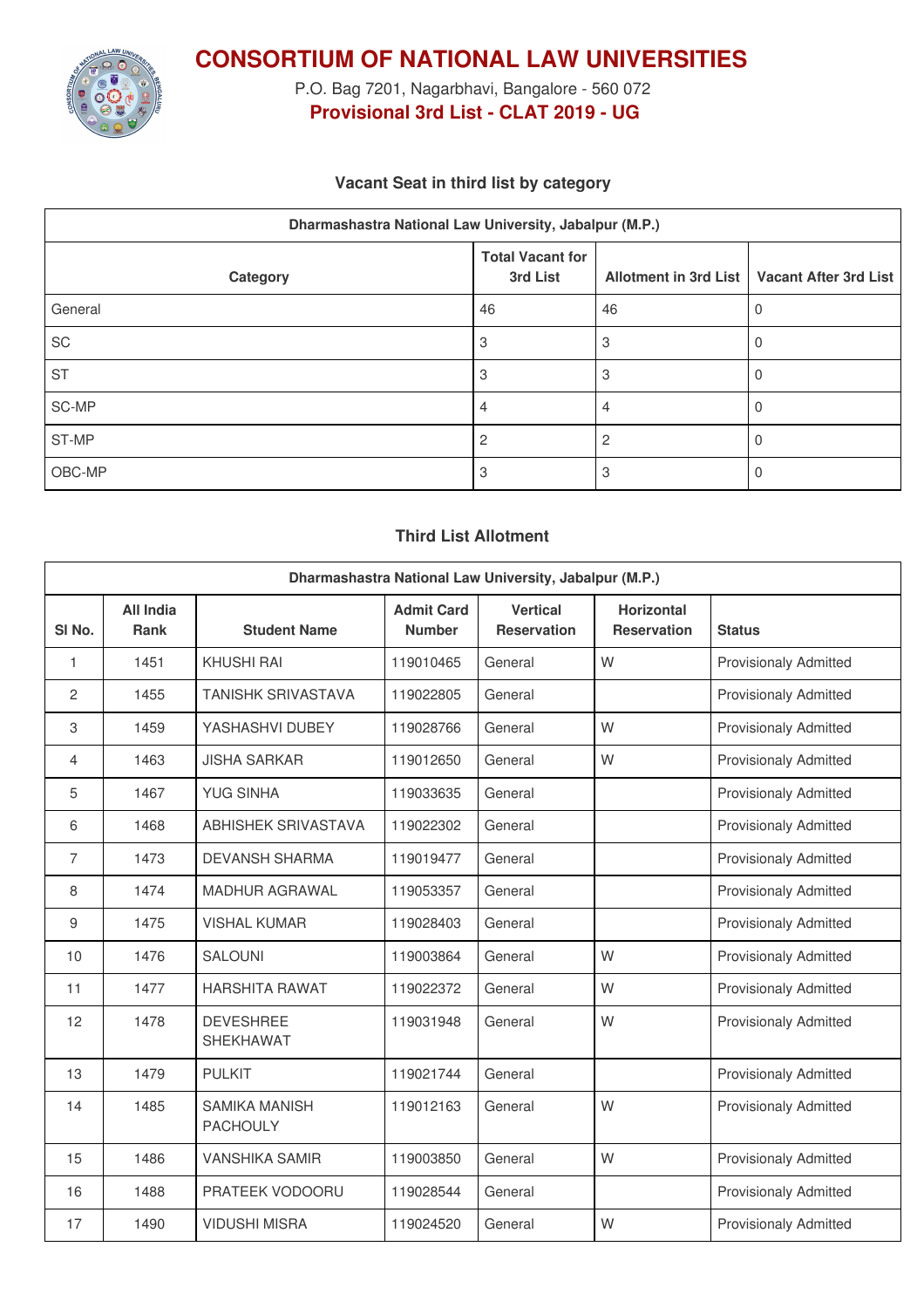# CONSORTIUM OF NATIONAL LAW UNIVERSITIES

P.O. Bag 7201, Nagarbhavi, Bangalore - 560 072

**Provisional 3rd List - CLAT 2019 - UG**

### Vacant Seat in third list by category

| Dharmashastra National Law University, Jabalpur (M.P.) | | | |
|---|---|---|---|
| **Category** | **Total Vacant for 3rd List** | **Allotment in 3rd List** | **Vacant After 3rd List** |
| General | 46 | 46 | 0 |
| SC | 3 | 3 | 0 |
| ST | 3 | 3 | 0 |
| SC-MP | 4 | 4 | 0 |
| ST-MP | 2 | 2 | 0 |
| OBC-MP | 3 | 3 | 0 |

### Third List Allotment

| Dharmashastra National Law University, Jabalpur (M.P.) | | | | | | |
|---|---|---|---|---|---|---|
| **Sl No.** | **All India Rank** | **Student Name** | **Admit Card Number** | **Vertical Reservation** | **Horizontal Reservation** | **Status** |
| 1 | 1451 | KHUSHI RAI | 119010465 | General | W | Provisionaly Admitted |
| 2 | 1455 | TANISHK SRIVASTAVA | 119022805 | General | | Provisionaly Admitted |
| 3 | 1459 | YASHASHVI DUBEY | 119028766 | General | W | Provisionaly Admitted |
| 4 | 1463 | JISHA SARKAR | 119012650 | General | W | Provisionaly Admitted |
| 5 | 1467 | YUG SINHA | 119033635 | General | | Provisionaly Admitted |
| 6 | 1468 | ABHISHEK SRIVASTAVA | 119022302 | General | | Provisionaly Admitted |
| 7 | 1473 | DEVANSH SHARMA | 119019477 | General | | Provisionaly Admitted |
| 8 | 1474 | MADHUR AGRAWAL | 119053357 | General | | Provisionaly Admitted |
| 9 | 1475 | VISHAL KUMAR | 119028403 | General | | Provisionaly Admitted |
| 10 | 1476 | SALOUNI | 119003864 | General | W | Provisionaly Admitted |
| 11 | 1477 | HARSHITA RAWAT | 119022372 | General | W | Provisionaly Admitted |
| 12 | 1478 | DEVESHREE SHEKHAWAT | 119031948 | General | W | Provisionaly Admitted |
| 13 | 1479 | PULKIT | 119021744 | General | | Provisionaly Admitted |
| 14 | 1485 | SAMIKA MANISH PACHOULY | 119012163 | General | W | Provisionaly Admitted |
| 15 | 1486 | VANSHIKA SAMIR | 119003850 | General | W | Provisionaly Admitted |
| 16 | 1488 | PRATEEK VODOORU | 119028544 | General | | Provisionaly Admitted |
| 17 | 1490 | VIDUSHI MISRA | 119024520 | General | W | Provisionaly Admitted |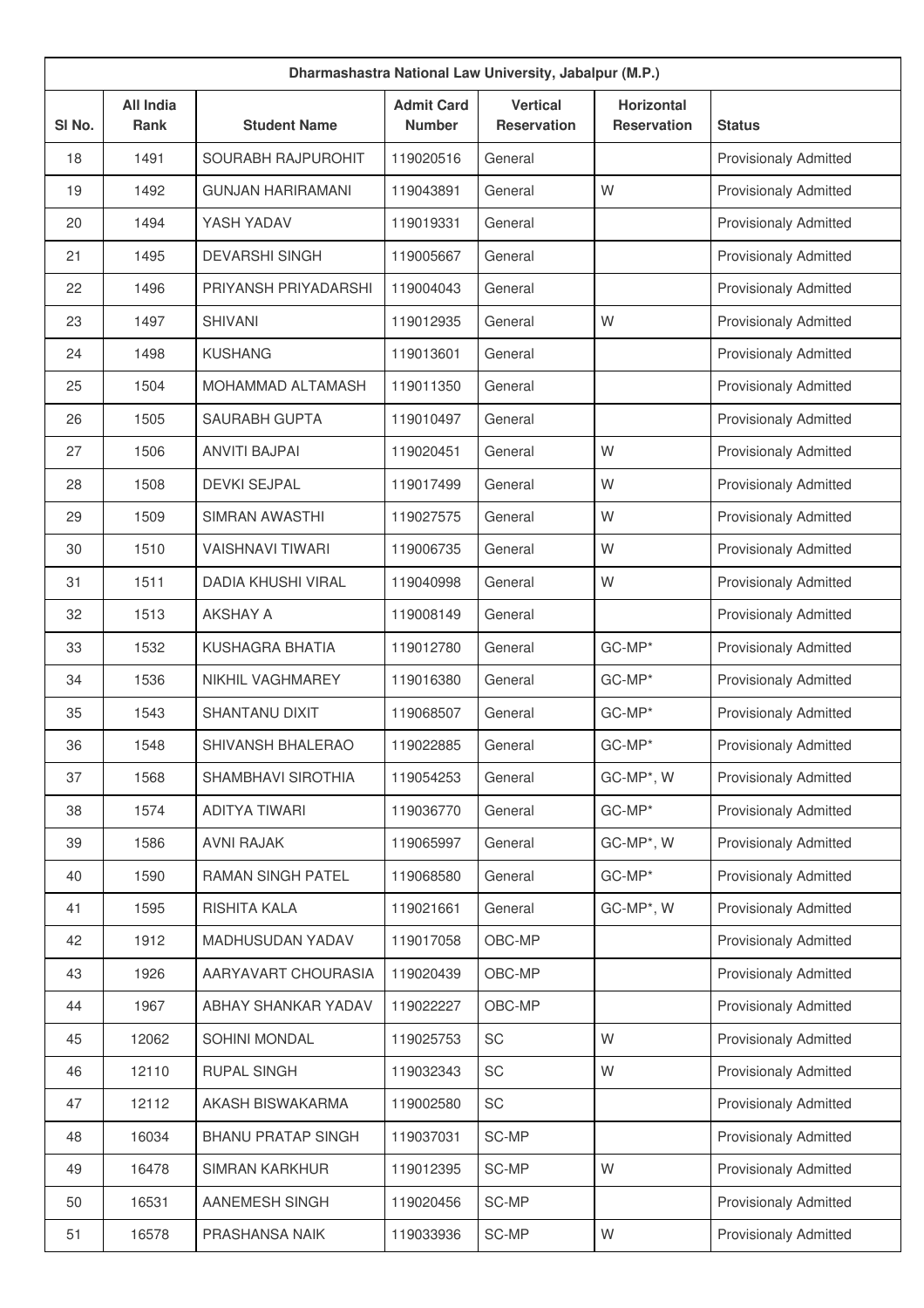| Dharmashastra National Law University, Jabalpur (M.P.) | | | | | | |
|---|---|---|---|---|---|---|
| Sl No. | All India Rank | Student Name | Admit Card Number | Vertical Reservation | Horizontal Reservation | Status |
| 18 | 1491 | SOURABH RAJPUROHIT | 119020516 | General | | Provisionaly Admitted |
| 19 | 1492 | GUNJAN HARIRAMANI | 119043891 | General | W | Provisionaly Admitted |
| 20 | 1494 | YASH YADAV | 119019331 | General | | Provisionaly Admitted |
| 21 | 1495 | DEVARSHI SINGH | 119005667 | General | | Provisionaly Admitted |
| 22 | 1496 | PRIYANSH PRIYADARSHI | 119004043 | General | | Provisionaly Admitted |
| 23 | 1497 | SHIVANI | 119012935 | General | W | Provisionaly Admitted |
| 24 | 1498 | KUSHANG | 119013601 | General | | Provisionaly Admitted |
| 25 | 1504 | MOHAMMAD ALTAMASH | 119011350 | General | | Provisionaly Admitted |
| 26 | 1505 | SAURABH GUPTA | 119010497 | General | | Provisionaly Admitted |
| 27 | 1506 | ANVITI BAJPAI | 119020451 | General | W | Provisionaly Admitted |
| 28 | 1508 | DEVKI SEJPAL | 119017499 | General | W | Provisionaly Admitted |
| 29 | 1509 | SIMRAN AWASTHI | 119027575 | General | W | Provisionaly Admitted |
| 30 | 1510 | VAISHNAVI TIWARI | 119006735 | General | W | Provisionaly Admitted |
| 31 | 1511 | DADIA KHUSHI VIRAL | 119040998 | General | W | Provisionaly Admitted |
| 32 | 1513 | AKSHAY A | 119008149 | General | | Provisionaly Admitted |
| 33 | 1532 | KUSHAGRA BHATIA | 119012780 | General | GC-MP* | Provisionaly Admitted |
| 34 | 1536 | NIKHIL VAGHMAREY | 119016380 | General | GC-MP* | Provisionaly Admitted |
| 35 | 1543 | SHANTANU DIXIT | 119068507 | General | GC-MP* | Provisionaly Admitted |
| 36 | 1548 | SHIVANSH BHALERAO | 119022885 | General | GC-MP* | Provisionaly Admitted |
| 37 | 1568 | SHAMBHAVI SIROTHIA | 119054253 | General | GC-MP*, W | Provisionaly Admitted |
| 38 | 1574 | ADITYA TIWARI | 119036770 | General | GC-MP* | Provisionaly Admitted |
| 39 | 1586 | AVNI RAJAK | 119065997 | General | GC-MP*, W | Provisionaly Admitted |
| 40 | 1590 | RAMAN SINGH PATEL | 119068580 | General | GC-MP* | Provisionaly Admitted |
| 41 | 1595 | RISHITA KALA | 119021661 | General | GC-MP*, W | Provisionaly Admitted |
| 42 | 1912 | MADHUSUDAN YADAV | 119017058 | OBC-MP | | Provisionaly Admitted |
| 43 | 1926 | AARYAVART CHOURASIA | 119020439 | OBC-MP | | Provisionaly Admitted |
| 44 | 1967 | ABHAY SHANKAR YADAV | 119022227 | OBC-MP | | Provisionaly Admitted |
| 45 | 12062 | SOHINI MONDAL | 119025753 | SC | W | Provisionaly Admitted |
| 46 | 12110 | RUPAL SINGH | 119032343 | SC | W | Provisionaly Admitted |
| 47 | 12112 | AKASH BISWAKARMA | 119002580 | SC | | Provisionaly Admitted |
| 48 | 16034 | BHANU PRATAP SINGH | 119037031 | SC-MP | | Provisionaly Admitted |
| 49 | 16478 | SIMRAN KARKHUR | 119012395 | SC-MP | W | Provisionaly Admitted |
| 50 | 16531 | AANEMESH SINGH | 119020456 | SC-MP | | Provisionaly Admitted |
| 51 | 16578 | PRASHANSA NAIK | 119033936 | SC-MP | W | Provisionaly Admitted |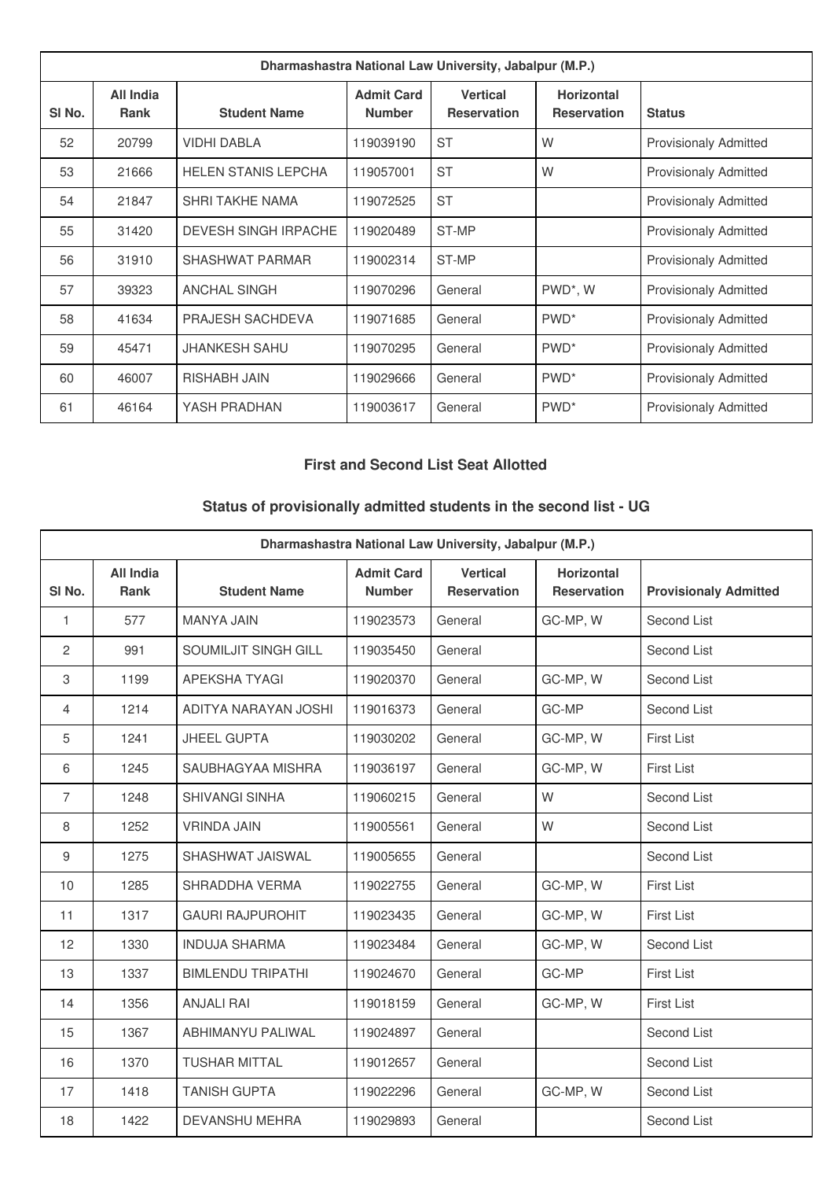| Dharmashastra National Law University, Jabalpur (M.P.) | | | | | | |
|---|---|---|---|---|---|---|
| Sl No. | All India Rank | Student Name | Admit Card Number | Vertical Reservation | Horizontal Reservation | Status |
| 52 | 20799 | VIDHI DABLA | 119039190 | ST | W | Provisionaly Admitted |
| 53 | 21666 | HELEN STANIS LEPCHA | 119057001 | ST | W | Provisionaly Admitted |
| 54 | 21847 | SHRI TAKHE NAMA | 119072525 | ST | | Provisionaly Admitted |
| 55 | 31420 | DEVESH SINGH IRPACHE | 119020489 | ST-MP | | Provisionaly Admitted |
| 56 | 31910 | SHASHWAT PARMAR | 119002314 | ST-MP | | Provisionaly Admitted |
| 57 | 39323 | ANCHAL SINGH | 119070296 | General | PWD*, W | Provisionaly Admitted |
| 58 | 41634 | PRAJESH SACHDEVA | 119071685 | General | PWD* | Provisionaly Admitted |
| 59 | 45471 | JHANKESH SAHU | 119070295 | General | PWD* | Provisionaly Admitted |
| 60 | 46007 | RISHABH JAIN | 119029666 | General | PWD* | Provisionaly Admitted |
| 61 | 46164 | YASH PRADHAN | 119003617 | General | PWD* | Provisionaly Admitted |

### First and Second List Seat Allotted

### Status of provisionally admitted students in the second list - UG

| Dharmashastra National Law University, Jabalpur (M.P.) | | | | | | |
|---|---|---|---|---|---|---|
| Sl No. | All India Rank | Student Name | Admit Card Number | Vertical Reservation | Horizontal Reservation | Provisionaly Admitted |
| 1 | 577 | MANYA JAIN | 119023573 | General | GC-MP, W | Second List |
| 2 | 991 | SOUMILJIT SINGH GILL | 119035450 | General | | Second List |
| 3 | 1199 | APEKSHA TYAGI | 119020370 | General | GC-MP, W | Second List |
| 4 | 1214 | ADITYA NARAYAN JOSHI | 119016373 | General | GC-MP | Second List |
| 5 | 1241 | JHEEL GUPTA | 119030202 | General | GC-MP, W | First List |
| 6 | 1245 | SAUBHAGYAA MISHRA | 119036197 | General | GC-MP, W | First List |
| 7 | 1248 | SHIVANGI SINHA | 119060215 | General | W | Second List |
| 8 | 1252 | VRINDA JAIN | 119005561 | General | W | Second List |
| 9 | 1275 | SHASHWAT JAISWAL | 119005655 | General | | Second List |
| 10 | 1285 | SHRADDHA VERMA | 119022755 | General | GC-MP, W | First List |
| 11 | 1317 | GAURI RAJPUROHIT | 119023435 | General | GC-MP, W | First List |
| 12 | 1330 | INDUJA SHARMA | 119023484 | General | GC-MP, W | Second List |
| 13 | 1337 | BIMLENDU TRIPATHI | 119024670 | General | GC-MP | First List |
| 14 | 1356 | ANJALI RAI | 119018159 | General | GC-MP, W | First List |
| 15 | 1367 | ABHIMANYU PALIWAL | 119024897 | General | | Second List |
| 16 | 1370 | TUSHAR MITTAL | 119012657 | General | | Second List |
| 17 | 1418 | TANISH GUPTA | 119022296 | General | GC-MP, W | Second List |
| 18 | 1422 | DEVANSHU MEHRA | 119029893 | General | | Second List |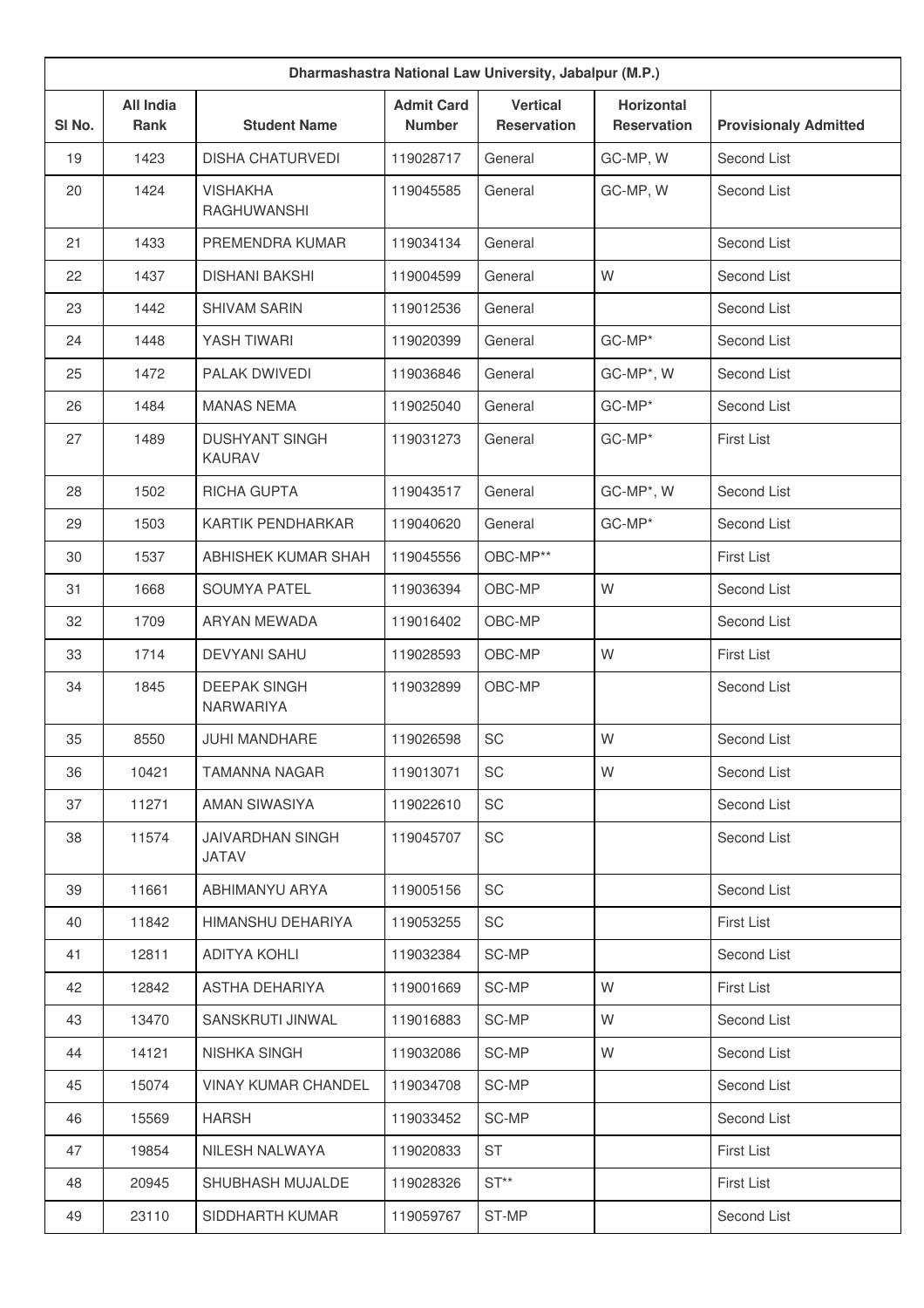| Dharmashastra National Law University, Jabalpur (M.P.) | | | | | | |
|---|---|---|---|---|---|---|
| Sl No. | All India Rank | Student Name | Admit Card Number | Vertical Reservation | Horizontal Reservation | Provisionaly Admitted |
| 19 | 1423 | DISHA CHATURVEDI | 119028717 | General | GC-MP, W | Second List |
| 20 | 1424 | VISHAKHA RAGHUWANSHI | 119045585 | General | GC-MP, W | Second List |
| 21 | 1433 | PREMENDRA KUMAR | 119034134 | General | | Second List |
| 22 | 1437 | DISHANI BAKSHI | 119004599 | General | W | Second List |
| 23 | 1442 | SHIVAM SARIN | 119012536 | General | | Second List |
| 24 | 1448 | YASH TIWARI | 119020399 | General | GC-MP* | Second List |
| 25 | 1472 | PALAK DWIVEDI | 119036846 | General | GC-MP*, W | Second List |
| 26 | 1484 | MANAS NEMA | 119025040 | General | GC-MP* | Second List |
| 27 | 1489 | DUSHYANT SINGH KAURAV | 119031273 | General | GC-MP* | First List |
| 28 | 1502 | RICHA GUPTA | 119043517 | General | GC-MP*, W | Second List |
| 29 | 1503 | KARTIK PENDHARKAR | 119040620 | General | GC-MP* | Second List |
| 30 | 1537 | ABHISHEK KUMAR SHAH | 119045556 | OBC-MP** | | First List |
| 31 | 1668 | SOUMYA PATEL | 119036394 | OBC-MP | W | Second List |
| 32 | 1709 | ARYAN MEWADA | 119016402 | OBC-MP | | Second List |
| 33 | 1714 | DEVYANI SAHU | 119028593 | OBC-MP | W | First List |
| 34 | 1845 | DEEPAK SINGH NARWARIYA | 119032899 | OBC-MP | | Second List |
| 35 | 8550 | JUHI MANDHARE | 119026598 | SC | W | Second List |
| 36 | 10421 | TAMANNA NAGAR | 119013071 | SC | W | Second List |
| 37 | 11271 | AMAN SIWASIYA | 119022610 | SC | | Second List |
| 38 | 11574 | JAIVARDHAN SINGH JATAV | 119045707 | SC | | Second List |
| 39 | 11661 | ABHIMANYU ARYA | 119005156 | SC | | Second List |
| 40 | 11842 | HIMANSHU DEHARIYA | 119053255 | SC | | First List |
| 41 | 12811 | ADITYA KOHLI | 119032384 | SC-MP | | Second List |
| 42 | 12842 | ASTHA DEHARIYA | 119001669 | SC-MP | W | First List |
| 43 | 13470 | SANSKRUTI JINWAL | 119016883 | SC-MP | W | Second List |
| 44 | 14121 | NISHKA SINGH | 119032086 | SC-MP | W | Second List |
| 45 | 15074 | VINAY KUMAR CHANDEL | 119034708 | SC-MP | | Second List |
| 46 | 15569 | HARSH | 119033452 | SC-MP | | Second List |
| 47 | 19854 | NILESH NALWAYA | 119020833 | ST | | First List |
| 48 | 20945 | SHUBHASH MUJALDE | 119028326 | ST** | | First List |
| 49 | 23110 | SIDDHARTH KUMAR | 119059767 | ST-MP | | Second List |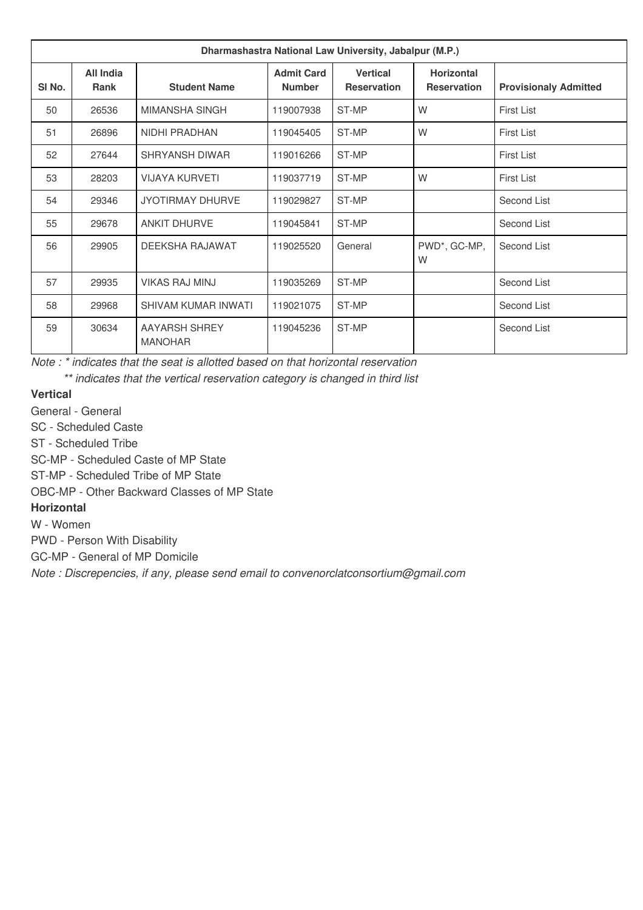| Dharmashastra National Law University, Jabalpur (M.P.) | | | | | | |
|---|---|---|---|---|---|---|
| Sl No. | All India Rank | Student Name | Admit Card Number | Vertical Reservation | Horizontal Reservation | Provisionaly Admitted |
| 50 | 26536 | MIMANSHA SINGH | 119007938 | ST-MP | W | First List |
| 51 | 26896 | NIDHI PRADHAN | 119045405 | ST-MP | W | First List |
| 52 | 27644 | SHRYANSH DIWAR | 119016266 | ST-MP | | First List |
| 53 | 28203 | VIJAYA KURVETI | 119037719 | ST-MP | W | First List |
| 54 | 29346 | JYOTIRMAY DHURVE | 119029827 | ST-MP | | Second List |
| 55 | 29678 | ANKIT DHURVE | 119045841 | ST-MP | | Second List |
| 56 | 29905 | DEEKSHA RAJAWAT | 119025520 | General | PWD*, GC-MP, W | Second List |
| 57 | 29935 | VIKAS RAJ MINJ | 119035269 | ST-MP | | Second List |
| 58 | 29968 | SHIVAM KUMAR INWATI | 119021075 | ST-MP | | Second List |
| 59 | 30634 | AAYARSH SHREY MANOHAR | 119045236 | ST-MP | | Second List |

*Note : * indicates that the seat is allotted based on that horizontal reservation*

*** indicates that the vertical reservation category is changed in third list*

**Vertical**

General - General

SC - Scheduled Caste

ST - Scheduled Tribe

SC-MP - Scheduled Caste of MP State

ST-MP - Scheduled Tribe of MP State

OBC-MP - Other Backward Classes of MP State

**Horizontal**

W - Women

PWD - Person With Disability

GC-MP - General of MP Domicile

*Note : Discrepencies, if any, please send email to convenorclatconsortium@gmail.com*